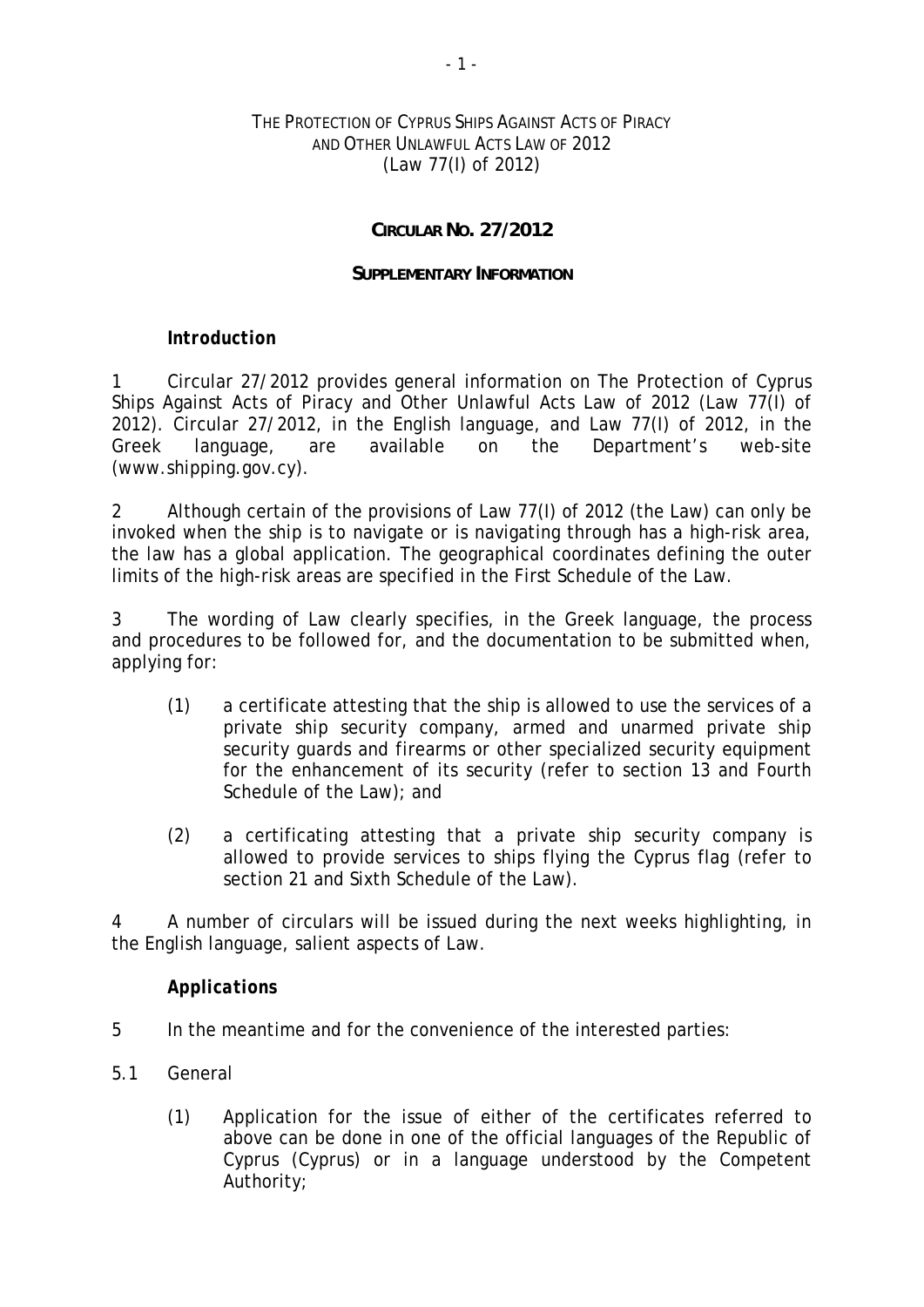THE PROTECTION OF CYPRUS SHIPS AGAINST ACTS OF PIRACY AND OTHER UNLAWFUL ACTS LAW OF 2012
(Law 77(I) of 2012)

# CIRCULAR NO. 27/2012

## SUPPLEMENTARY INFORMATION

### Introduction

1 Circular 27/2012 provides general information on The Protection of Cyprus Ships Against Acts of Piracy and Other Unlawful Acts Law of 2012 (Law 77(I) of 2012). Circular 27/2012, in the English language, and Law 77(I) of 2012, in the Greek language, are available on the Department's web-site (www.shipping.gov.cy).

2 Although certain of the provisions of Law 77(I) of 2012 (the Law) can only be invoked when the ship is to navigate or is navigating through has a high-risk area, the law has a global application. The geographical coordinates defining the outer limits of the high-risk areas are specified in the First Schedule of the Law.

3 The wording of Law clearly specifies, in the Greek language, the process and procedures to be followed for, and the documentation to be submitted when, applying for:

(1) a certificate attesting that the ship is allowed to use the services of a private ship security company, armed and unarmed private ship security guards and firearms or other specialized security equipment for the enhancement of its security (refer to section 13 and Fourth Schedule of the Law); and

(2) a certificating attesting that a private ship security company is allowed to provide services to ships flying the Cyprus flag (refer to section 21 and Sixth Schedule of the Law).

4 A number of circulars will be issued during the next weeks highlighting, in the English language, salient aspects of Law.

### Applications

5 In the meantime and for the convenience of the interested parties:

5.1 General

(1) Application for the issue of either of the certificates referred to above can be done in one of the official languages of the Republic of Cyprus (Cyprus) or in a language understood by the Competent Authority;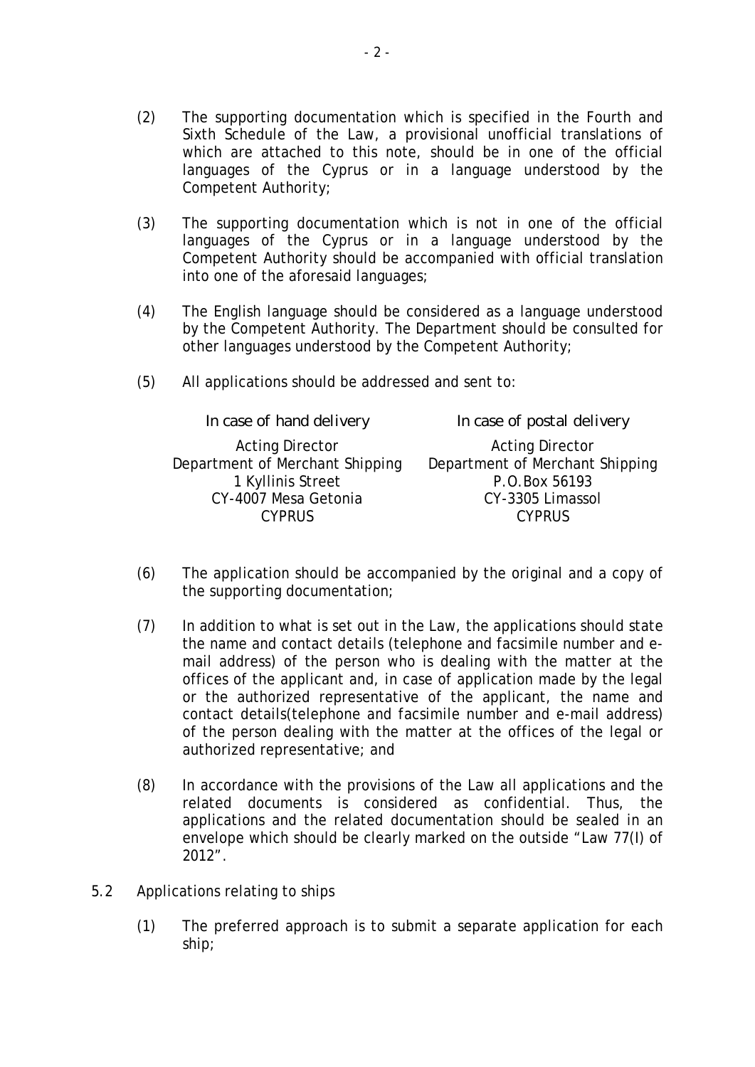(2) The supporting documentation which is specified in the Fourth and Sixth Schedule of the Law, a provisional unofficial translations of which are attached to this note, should be in one of the official languages of the Cyprus or in a language understood by the Competent Authority;

(3) The supporting documentation which is not in one of the official languages of the Cyprus or in a language understood by the Competent Authority should be accompanied with official translation into one of the aforesaid languages;

(4) The English language should be considered as a language understood by the Competent Authority. The Department should be consulted for other languages understood by the Competent Authority;

(5) All applications should be addressed and sent to:

| In case of hand delivery | In case of postal delivery |
|---|---|
| Acting Director<br>Department of Merchant Shipping<br>1 Kyllinis Street<br>CY-4007 Mesa Getonia<br>CYPRUS | Acting Director<br>Department of Merchant Shipping<br>P.O.Box 56193<br>CY-3305 Limassol<br>CYPRUS |

(6) The application should be accompanied by the original and a copy of the supporting documentation;

(7) In addition to what is set out in the Law, the applications should state the name and contact details (telephone and facsimile number and e-mail address) of the person who is dealing with the matter at the offices of the applicant and, in case of application made by the legal or the authorized representative of the applicant, the name and contact details(telephone and facsimile number and e-mail address) of the person dealing with the matter at the offices of the legal or authorized representative; and

(8) In accordance with the provisions of the Law all applications and the related documents is considered as confidential. Thus, the applications and the related documentation should be sealed in an envelope which should be clearly marked on the outside "Law 77(I) of 2012".

5.2 Applications relating to ships

(1) The preferred approach is to submit a separate application for each ship;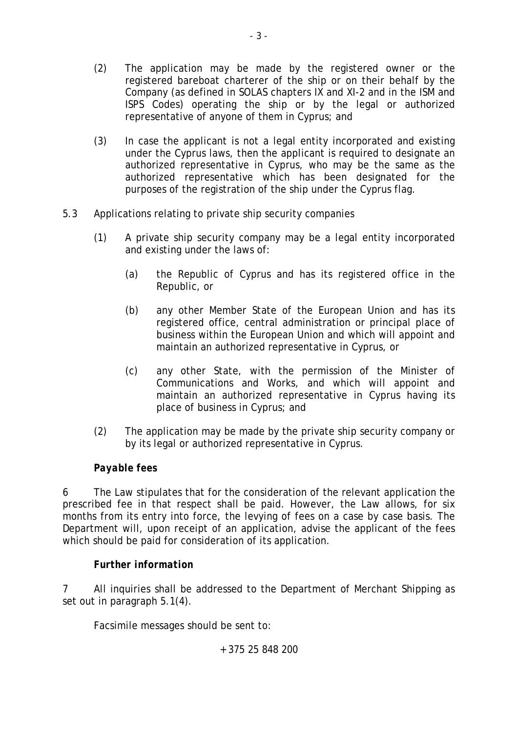(2) The application may be made by the registered owner or the registered bareboat charterer of the ship or on their behalf by the Company (as defined in SOLAS chapters IX and XI-2 and in the ISM and ISPS Codes) operating the ship or by the legal or authorized representative of anyone of them in Cyprus; and

(3) In case the applicant is not a legal entity incorporated and existing under the Cyprus laws, then the applicant is required to designate an authorized representative in Cyprus, who may be the same as the authorized representative which has been designated for the purposes of the registration of the ship under the Cyprus flag.

5.3 Applications relating to private ship security companies

(1) A private ship security company may be a legal entity incorporated and existing under the laws of:

(a) the Republic of Cyprus and has its registered office in the Republic, or

(b) any other Member State of the European Union and has its registered office, central administration or principal place of business within the European Union and which will appoint and maintain an authorized representative in Cyprus, or

(c) any other State, with the permission of the Minister of Communications and Works, and which will appoint and maintain an authorized representative in Cyprus having its place of business in Cyprus; and

(2) The application may be made by the private ship security company or by its legal or authorized representative in Cyprus.

***Payable fees***

6 The Law stipulates that for the consideration of the relevant application the prescribed fee in that respect shall be paid. However, the Law allows, for six months from its entry into force, the levying of fees on a case by case basis. The Department will, upon receipt of an application, advise the applicant of the fees which should be paid for consideration of its application.

***Further information***

7 All inquiries shall be addressed to the Department of Merchant Shipping as set out in paragraph 5.1(4).

Facsimile messages should be sent to:

+375 25 848 200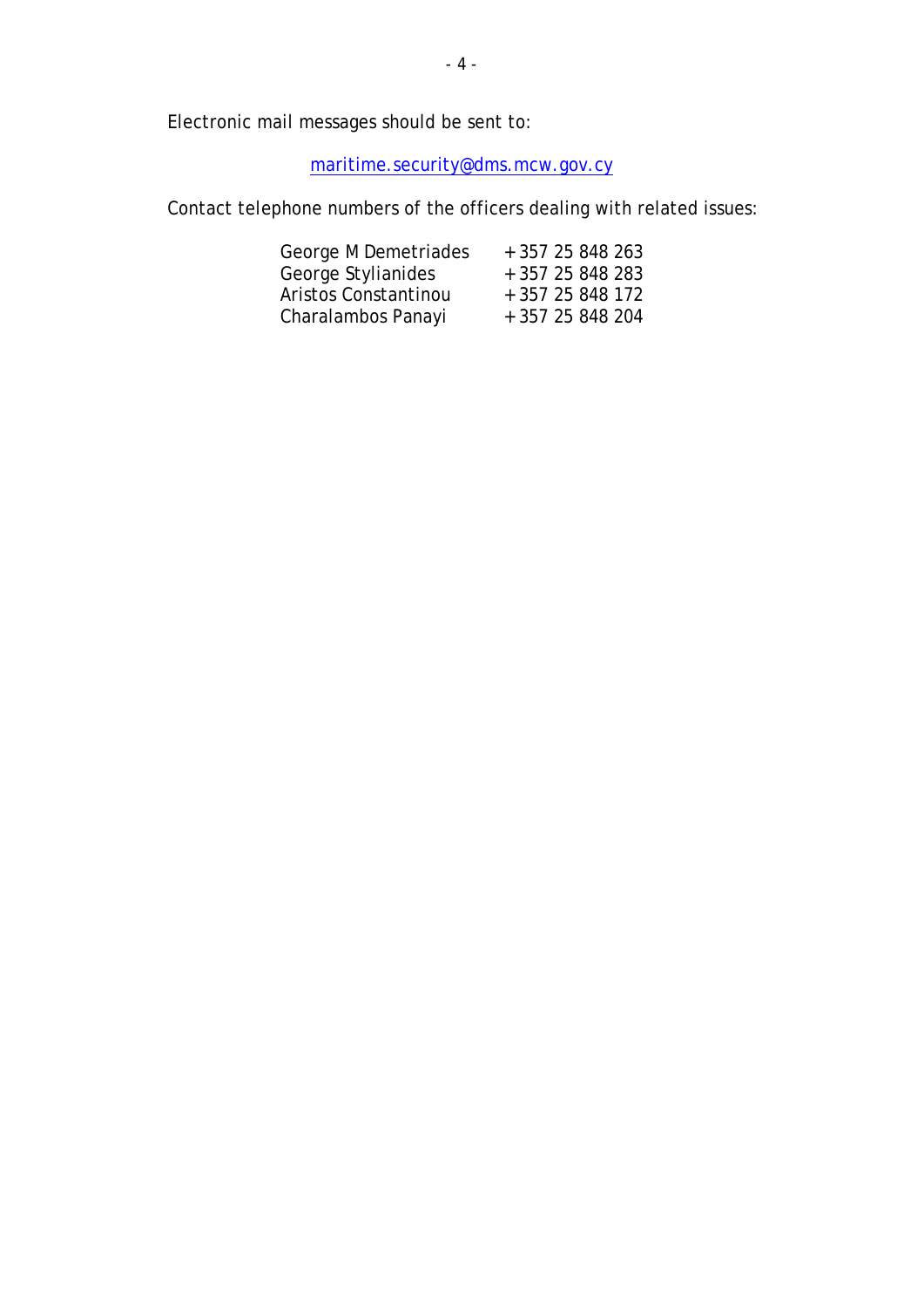Electronic mail messages should be sent to:

maritime.security@dms.mcw.gov.cy

Contact telephone numbers of the officers dealing with related issues:

| | |
|---|---|
| George M Demetriades | +357 25 848 263 |
| George Stylianides | +357 25 848 283 |
| Aristos Constantinou | +357 25 848 172 |
| Charalambos Panayi | +357 25 848 204 |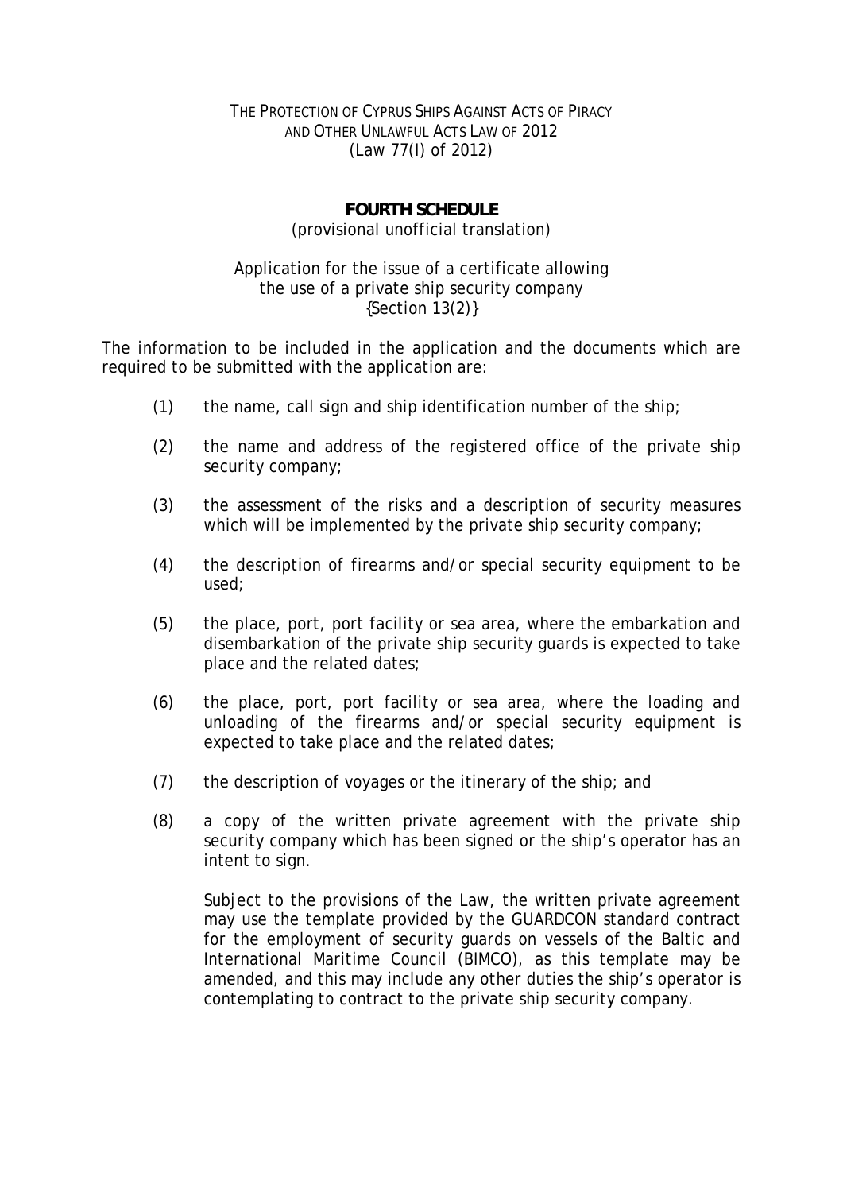THE PROTECTION OF CYPRUS SHIPS AGAINST ACTS OF PIRACY AND OTHER UNLAWFUL ACTS LAW OF 2012
(Law 77(I) of 2012)

## FOURTH SCHEDULE

(provisional unofficial translation)

Application for the issue of a certificate allowing the use of a private ship security company
{Section 13(2)}

The information to be included in the application and the documents which are required to be submitted with the application are:

(1) the name, call sign and ship identification number of the ship;

(2) the name and address of the registered office of the private ship security company;

(3) the assessment of the risks and a description of security measures which will be implemented by the private ship security company;

(4) the description of firearms and/or special security equipment to be used;

(5) the place, port, port facility or sea area, where the embarkation and disembarkation of the private ship security guards is expected to take place and the related dates;

(6) the place, port, port facility or sea area, where the loading and unloading of the firearms and/or special security equipment is expected to take place and the related dates;

(7) the description of voyages or the itinerary of the ship; and

(8) a copy of the written private agreement with the private ship security company which has been signed or the ship's operator has an intent to sign.

Subject to the provisions of the Law, the written private agreement may use the template provided by the GUARDCON standard contract for the employment of security guards on vessels of the Baltic and International Maritime Council (BIMCO), as this template may be amended, and this may include any other duties the ship's operator is contemplating to contract to the private ship security company.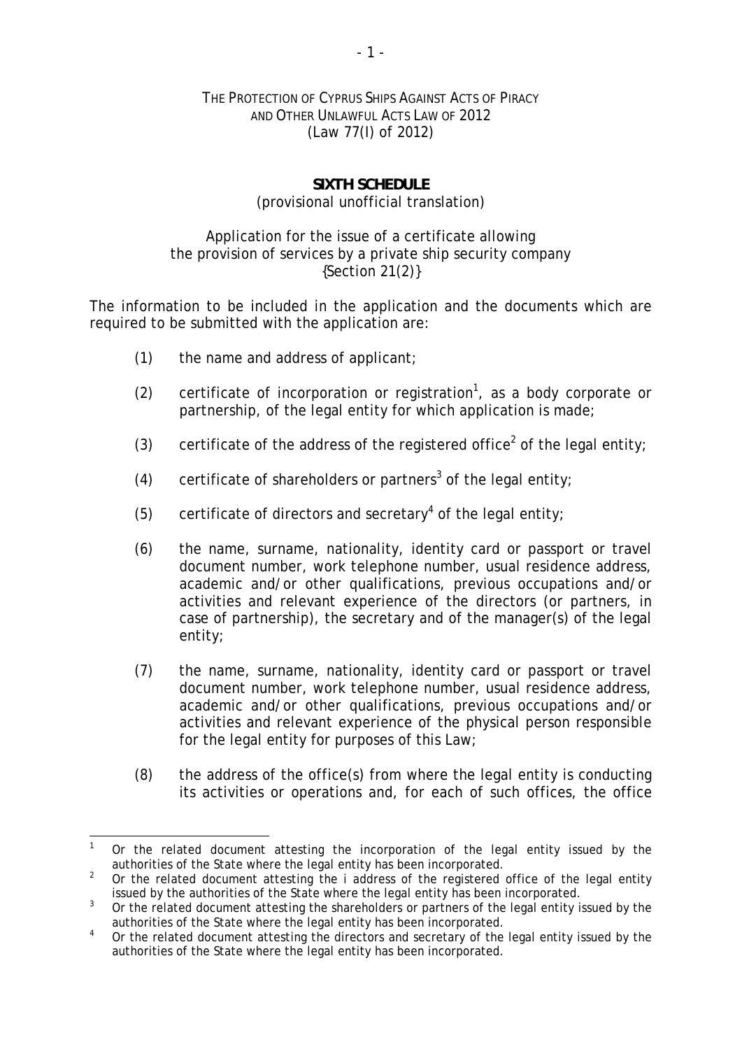THE PROTECTION OF CYPRUS SHIPS AGAINST ACTS OF PIRACY AND OTHER UNLAWFUL ACTS LAW OF 2012
(Law 77(I) of 2012)

**SIXTH SCHEDULE**
(provisional unofficial translation)

Application for the issue of a certificate allowing the provision of services by a private ship security company
{Section 21(2)}

The information to be included in the application and the documents which are required to be submitted with the application are:

(1) the name and address of applicant;

(2) certificate of incorporation or registration[1], as a body corporate or partnership, of the legal entity for which application is made;

(3) certificate of the address of the registered office[2] of the legal entity;

(4) certificate of shareholders or partners[3] of the legal entity;

(5) certificate of directors and secretary[4] of the legal entity;

(6) the name, surname, nationality, identity card or passport or travel document number, work telephone number, usual residence address, academic and/or other qualifications, previous occupations and/or activities and relevant experience of the directors (or partners, in case of partnership), the secretary and of the manager(s) of the legal entity;

(7) the name, surname, nationality, identity card or passport or travel document number, work telephone number, usual residence address, academic and/or other qualifications, previous occupations and/or activities and relevant experience of the physical person responsible for the legal entity for purposes of this Law;

(8) the address of the office(s) from where the legal entity is conducting its activities or operations and, for each of such offices, the office

---

[1] Or the related document attesting the incorporation of the legal entity issued by the authorities of the State where the legal entity has been incorporated.

[2] Or the related document attesting the i address of the registered office of the legal entity issued by the authorities of the State where the legal entity has been incorporated.

[3] Or the related document attesting the shareholders or partners of the legal entity issued by the authorities of the State where the legal entity has been incorporated.

[4] Or the related document attesting the directors and secretary of the legal entity issued by the authorities of the State where the legal entity has been incorporated.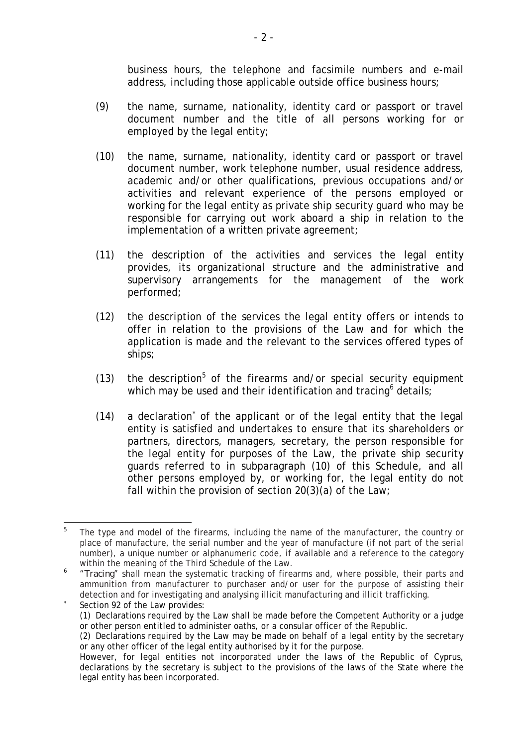business hours, the telephone and facsimile numbers and e-mail address, including those applicable outside office business hours;

(9) the name, surname, nationality, identity card or passport or travel document number and the title of all persons working for or employed by the legal entity;

(10) the name, surname, nationality, identity card or passport or travel document number, work telephone number, usual residence address, academic and/or other qualifications, previous occupations and/or activities and relevant experience of the persons employed or working for the legal entity as private ship security guard who may be responsible for carrying out work aboard a ship in relation to the implementation of a written private agreement;

(11) the description of the activities and services the legal entity provides, its organizational structure and the administrative and supervisory arrangements for the management of the work performed;

(12) the description of the services the legal entity offers or intends to offer in relation to the provisions of the Law and for which the application is made and the relevant to the services offered types of ships;

(13) the description[5] of the firearms and/or special security equipment which may be used and their identification and tracing[6] details;

(14) a declaration[*] of the applicant or of the legal entity that the legal entity is satisfied and undertakes to ensure that its shareholders or partners, directors, managers, secretary, the person responsible for the legal entity for purposes of the Law, the private ship security guards referred to in subparagraph (10) of this Schedule, and all other persons employed by, or working for, the legal entity do not fall within the provision of section 20(3)(a) of the Law;

---

[5] The type and model of the firearms, including the name of the manufacturer, the country or place of manufacture, the serial number and the year of manufacture (if not part of the serial number), a unique number or alphanumeric code, if available and a reference to the category within the meaning of the Third Schedule of the Law.

[6] "*Tracing*" shall mean the systematic tracking of firearms and, where possible, their parts and ammunition from manufacturer to purchaser and/or user for the purpose of assisting their detection and for investigating and analysing illicit manufacturing and illicit trafficking.

[*] *Section 92 of the Law provides:*
*(1) Declarations required by the Law shall be made before the Competent Authority or a judge or other person entitled to administer oaths, or a consular officer of the Republic.*
*(2) Declarations required by the Law may be made on behalf of a legal entity by the secretary or any other officer of the legal entity authorised by it for the purpose.*
*However, for legal entities not incorporated under the laws of the Republic of Cyprus, declarations by the secretary is subject to the provisions of the laws of the State where the legal entity has been incorporated.*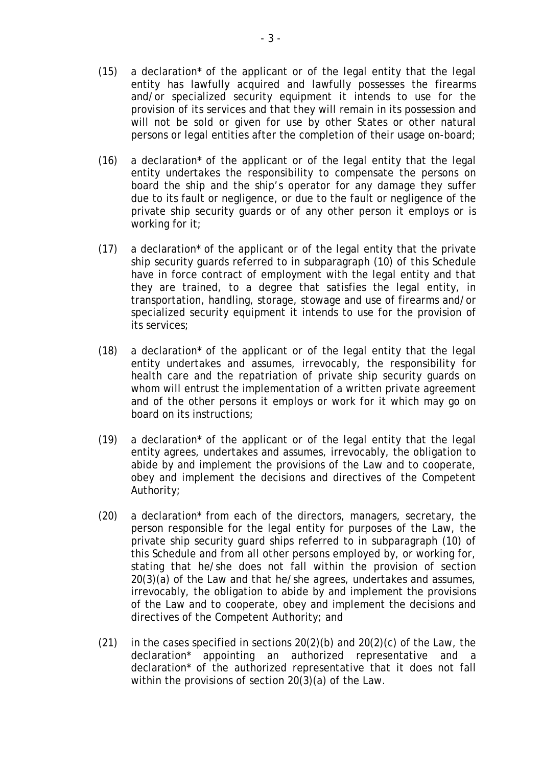(15) a declaration* of the applicant or of the legal entity that the legal entity has lawfully acquired and lawfully possesses the firearms and/or specialized security equipment it intends to use for the provision of its services and that they will remain in its possession and will not be sold or given for use by other States or other natural persons or legal entities after the completion of their usage on-board;

(16) a declaration* of the applicant or of the legal entity that the legal entity undertakes the responsibility to compensate the persons on board the ship and the ship's operator for any damage they suffer due to its fault or negligence, or due to the fault or negligence of the private ship security guards or of any other person it employs or is working for it;

(17) a declaration* of the applicant or of the legal entity that the private ship security guards referred to in subparagraph (10) of this Schedule have in force contract of employment with the legal entity and that they are trained, to a degree that satisfies the legal entity, in transportation, handling, storage, stowage and use of firearms and/or specialized security equipment it intends to use for the provision of its services;

(18) a declaration* of the applicant or of the legal entity that the legal entity undertakes and assumes, irrevocably, the responsibility for health care and the repatriation of private ship security guards on whom will entrust the implementation of a written private agreement and of the other persons it employs or work for it which may go on board on its instructions;

(19) a declaration* of the applicant or of the legal entity that the legal entity agrees, undertakes and assumes, irrevocably, the obligation to abide by and implement the provisions of the Law and to cooperate, obey and implement the decisions and directives of the Competent Authority;

(20) a declaration* from each of the directors, managers, secretary, the person responsible for the legal entity for purposes of the Law, the private ship security guard ships referred to in subparagraph (10) of this Schedule and from all other persons employed by, or working for, stating that he/she does not fall within the provision of section 20(3)(a) of the Law and that he/she agrees, undertakes and assumes, irrevocably, the obligation to abide by and implement the provisions of the Law and to cooperate, obey and implement the decisions and directives of the Competent Authority; and

(21) in the cases specified in sections 20(2)(b) and 20(2)(c) of the Law, the declaration* appointing an authorized representative and a declaration* of the authorized representative that it does not fall within the provisions of section 20(3)(a) of the Law.